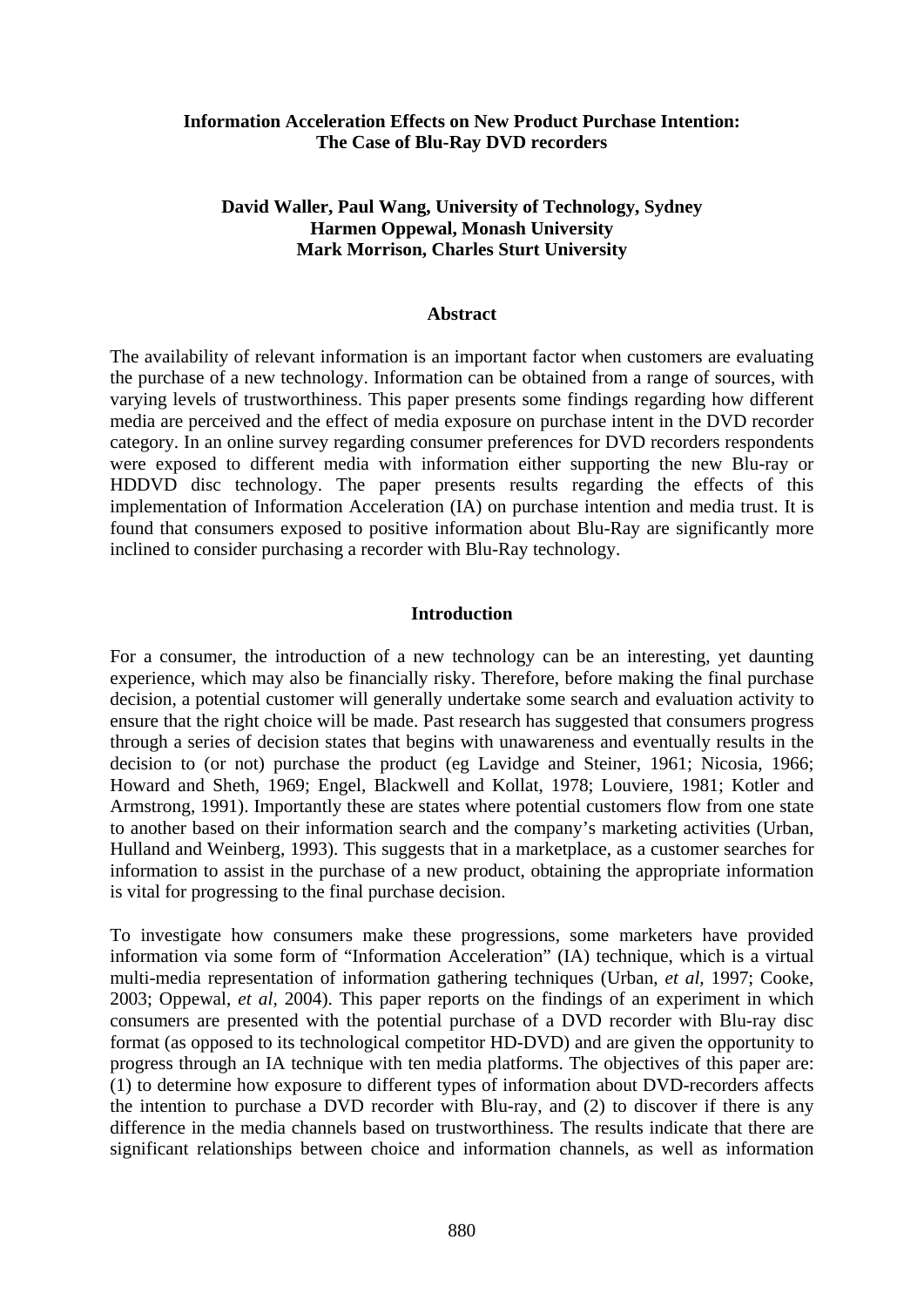# Information Acceleration Effects on New Product Purchase Intention: The Case of Blu-Ray DVD recorders

**David Waller, Paul Wang, University of Technology, Sydney**
**Harmen Oppewal, Monash University**
**Mark Morrison, Charles Sturt University**

## Abstract

The availability of relevant information is an important factor when customers are evaluating the purchase of a new technology. Information can be obtained from a range of sources, with varying levels of trustworthiness. This paper presents some findings regarding how different media are perceived and the effect of media exposure on purchase intent in the DVD recorder category. In an online survey regarding consumer preferences for DVD recorders respondents were exposed to different media with information either supporting the new Blu-ray or HDDVD disc technology. The paper presents results regarding the effects of this implementation of Information Acceleration (IA) on purchase intention and media trust. It is found that consumers exposed to positive information about Blu-Ray are significantly more inclined to consider purchasing a recorder with Blu-Ray technology.

## Introduction

For a consumer, the introduction of a new technology can be an interesting, yet daunting experience, which may also be financially risky. Therefore, before making the final purchase decision, a potential customer will generally undertake some search and evaluation activity to ensure that the right choice will be made. Past research has suggested that consumers progress through a series of decision states that begins with unawareness and eventually results in the decision to (or not) purchase the product (eg Lavidge and Steiner, 1961; Nicosia, 1966; Howard and Sheth, 1969; Engel, Blackwell and Kollat, 1978; Louviere, 1981; Kotler and Armstrong, 1991). Importantly these are states where potential customers flow from one state to another based on their information search and the company's marketing activities (Urban, Hulland and Weinberg, 1993). This suggests that in a marketplace, as a customer searches for information to assist in the purchase of a new product, obtaining the appropriate information is vital for progressing to the final purchase decision.

To investigate how consumers make these progressions, some marketers have provided information via some form of "Information Acceleration" (IA) technique, which is a virtual multi-media representation of information gathering techniques (Urban, *et al,* 1997; Cooke, 2003; Oppewal, *et al,* 2004). This paper reports on the findings of an experiment in which consumers are presented with the potential purchase of a DVD recorder with Blu-ray disc format (as opposed to its technological competitor HD-DVD) and are given the opportunity to progress through an IA technique with ten media platforms. The objectives of this paper are: (1) to determine how exposure to different types of information about DVD-recorders affects the intention to purchase a DVD recorder with Blu-ray, and (2) to discover if there is any difference in the media channels based on trustworthiness. The results indicate that there are significant relationships between choice and information channels, as well as information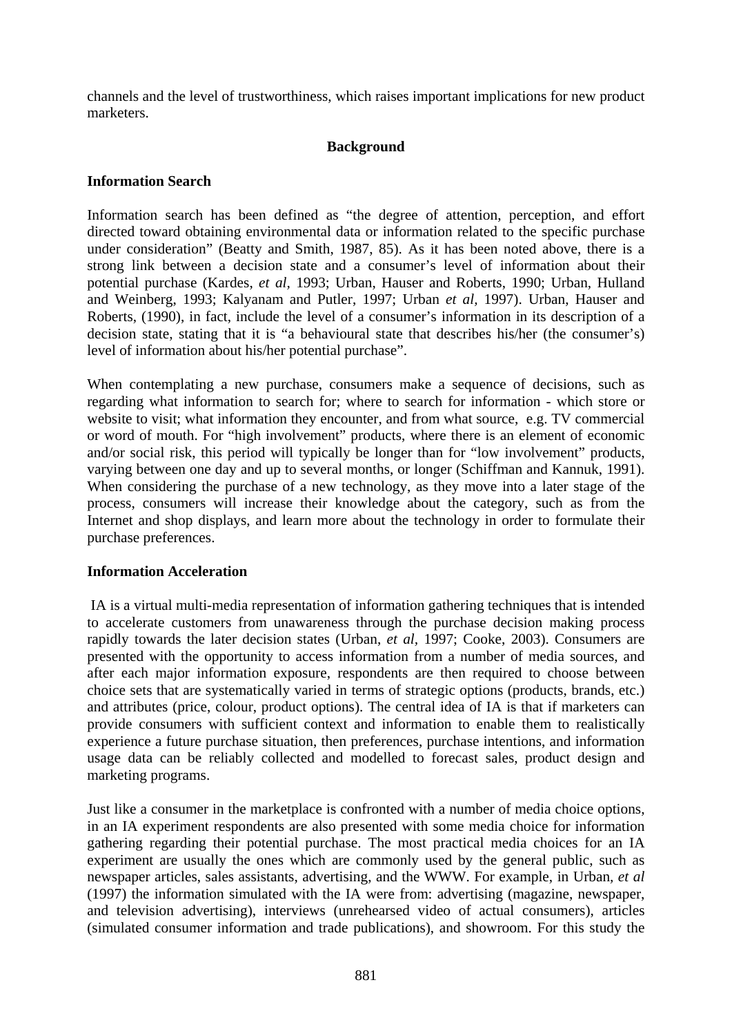channels and the level of trustworthiness, which raises important implications for new product marketers.

## Background

### Information Search

Information search has been defined as "the degree of attention, perception, and effort directed toward obtaining environmental data or information related to the specific purchase under consideration" (Beatty and Smith, 1987, 85). As it has been noted above, there is a strong link between a decision state and a consumer's level of information about their potential purchase (Kardes, *et al*, 1993; Urban, Hauser and Roberts, 1990; Urban, Hulland and Weinberg, 1993; Kalyanam and Putler, 1997; Urban *et al*, 1997). Urban, Hauser and Roberts, (1990), in fact, include the level of a consumer's information in its description of a decision state, stating that it is "a behavioural state that describes his/her (the consumer's) level of information about his/her potential purchase".

When contemplating a new purchase, consumers make a sequence of decisions, such as regarding what information to search for; where to search for information - which store or website to visit; what information they encounter, and from what source, e.g. TV commercial or word of mouth. For "high involvement" products, where there is an element of economic and/or social risk, this period will typically be longer than for "low involvement" products, varying between one day and up to several months, or longer (Schiffman and Kannuk, 1991). When considering the purchase of a new technology, as they move into a later stage of the process, consumers will increase their knowledge about the category, such as from the Internet and shop displays, and learn more about the technology in order to formulate their purchase preferences.

### Information Acceleration

IA is a virtual multi-media representation of information gathering techniques that is intended to accelerate customers from unawareness through the purchase decision making process rapidly towards the later decision states (Urban, *et al*, 1997; Cooke, 2003). Consumers are presented with the opportunity to access information from a number of media sources, and after each major information exposure, respondents are then required to choose between choice sets that are systematically varied in terms of strategic options (products, brands, etc.) and attributes (price, colour, product options). The central idea of IA is that if marketers can provide consumers with sufficient context and information to enable them to realistically experience a future purchase situation, then preferences, purchase intentions, and information usage data can be reliably collected and modelled to forecast sales, product design and marketing programs.

Just like a consumer in the marketplace is confronted with a number of media choice options, in an IA experiment respondents are also presented with some media choice for information gathering regarding their potential purchase. The most practical media choices for an IA experiment are usually the ones which are commonly used by the general public, such as newspaper articles, sales assistants, advertising, and the WWW. For example, in Urban, *et al* (1997) the information simulated with the IA were from: advertising (magazine, newspaper, and television advertising), interviews (unrehearsed video of actual consumers), articles (simulated consumer information and trade publications), and showroom. For this study the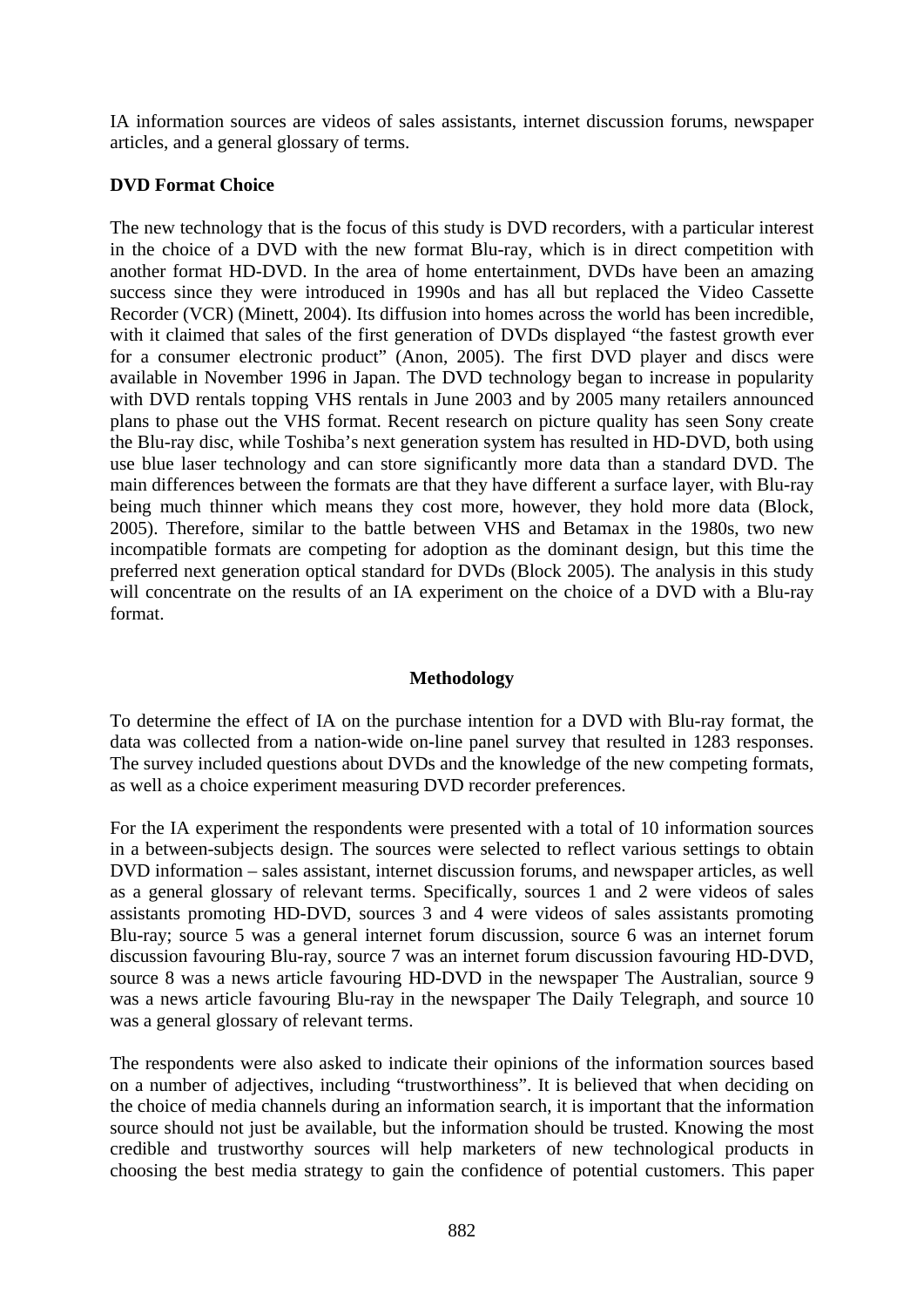IA information sources are videos of sales assistants, internet discussion forums, newspaper articles, and a general glossary of terms.

### DVD Format Choice

The new technology that is the focus of this study is DVD recorders, with a particular interest in the choice of a DVD with the new format Blu-ray, which is in direct competition with another format HD-DVD. In the area of home entertainment, DVDs have been an amazing success since they were introduced in 1990s and has all but replaced the Video Cassette Recorder (VCR) (Minett, 2004). Its diffusion into homes across the world has been incredible, with it claimed that sales of the first generation of DVDs displayed "the fastest growth ever for a consumer electronic product" (Anon, 2005). The first DVD player and discs were available in November 1996 in Japan. The DVD technology began to increase in popularity with DVD rentals topping VHS rentals in June 2003 and by 2005 many retailers announced plans to phase out the VHS format. Recent research on picture quality has seen Sony create the Blu-ray disc, while Toshiba's next generation system has resulted in HD-DVD, both using use blue laser technology and can store significantly more data than a standard DVD. The main differences between the formats are that they have different a surface layer, with Blu-ray being much thinner which means they cost more, however, they hold more data (Block, 2005). Therefore, similar to the battle between VHS and Betamax in the 1980s, two new incompatible formats are competing for adoption as the dominant design, but this time the preferred next generation optical standard for DVDs (Block 2005). The analysis in this study will concentrate on the results of an IA experiment on the choice of a DVD with a Blu-ray format.

## Methodology

To determine the effect of IA on the purchase intention for a DVD with Blu-ray format, the data was collected from a nation-wide on-line panel survey that resulted in 1283 responses. The survey included questions about DVDs and the knowledge of the new competing formats, as well as a choice experiment measuring DVD recorder preferences.

For the IA experiment the respondents were presented with a total of 10 information sources in a between-subjects design. The sources were selected to reflect various settings to obtain DVD information – sales assistant, internet discussion forums, and newspaper articles, as well as a general glossary of relevant terms. Specifically, sources 1 and 2 were videos of sales assistants promoting HD-DVD, sources 3 and 4 were videos of sales assistants promoting Blu-ray; source 5 was a general internet forum discussion, source 6 was an internet forum discussion favouring Blu-ray, source 7 was an internet forum discussion favouring HD-DVD, source 8 was a news article favouring HD-DVD in the newspaper The Australian, source 9 was a news article favouring Blu-ray in the newspaper The Daily Telegraph, and source 10 was a general glossary of relevant terms.

The respondents were also asked to indicate their opinions of the information sources based on a number of adjectives, including "trustworthiness". It is believed that when deciding on the choice of media channels during an information search, it is important that the information source should not just be available, but the information should be trusted. Knowing the most credible and trustworthy sources will help marketers of new technological products in choosing the best media strategy to gain the confidence of potential customers. This paper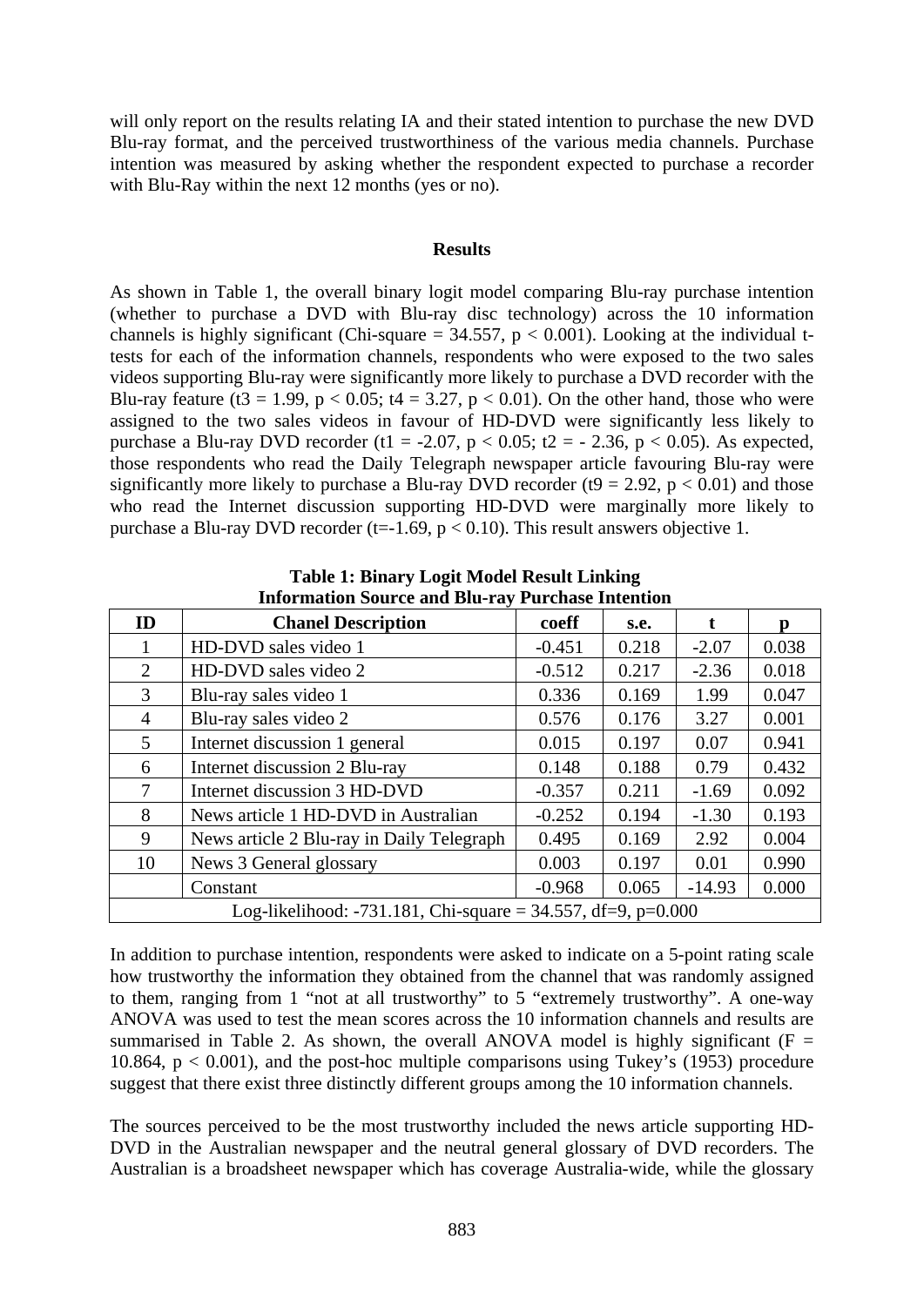will only report on the results relating IA and their stated intention to purchase the new DVD Blu-ray format, and the perceived trustworthiness of the various media channels. Purchase intention was measured by asking whether the respondent expected to purchase a recorder with Blu-Ray within the next 12 months (yes or no).

## Results

As shown in Table 1, the overall binary logit model comparing Blu-ray purchase intention (whether to purchase a DVD with Blu-ray disc technology) across the 10 information channels is highly significant (Chi-square = 34.557, $p < 0.001$). Looking at the individual t-tests for each of the information channels, respondents who were exposed to the two sales videos supporting Blu-ray were significantly more likely to purchase a DVD recorder with the Blu-ray feature ($t_3 = 1.99$, $p < 0.05$; $t_4 = 3.27$, $p < 0.01$). On the other hand, those who were assigned to the two sales videos in favour of HD-DVD were significantly less likely to purchase a Blu-ray DVD recorder ($t_1 = -2.07$, $p < 0.05$; $t_2 = -2.36$, $p < 0.05$). As expected, those respondents who read the Daily Telegraph newspaper article favouring Blu-ray were significantly more likely to purchase a Blu-ray DVD recorder ($t_9 = 2.92$, $p < 0.01$) and those who read the Internet discussion supporting HD-DVD were marginally more likely to purchase a Blu-ray DVD recorder ($t=-1.69$, $p < 0.10$). This result answers objective 1.

**Table 1: Binary Logit Model Result Linking Information Source and Blu-ray Purchase Intention**

| ID | Chanel Description | coeff | s.e. | t | p |
|---|---|---|---|---|---|
| 1 | HD-DVD sales video 1 | -0.451 | 0.218 | -2.07 | 0.038 |
| 2 | HD-DVD sales video 2 | -0.512 | 0.217 | -2.36 | 0.018 |
| 3 | Blu-ray sales video 1 | 0.336 | 0.169 | 1.99 | 0.047 |
| 4 | Blu-ray sales video 2 | 0.576 | 0.176 | 3.27 | 0.001 |
| 5 | Internet discussion 1 general | 0.015 | 0.197 | 0.07 | 0.941 |
| 6 | Internet discussion 2 Blu-ray | 0.148 | 0.188 | 0.79 | 0.432 |
| 7 | Internet discussion 3 HD-DVD | -0.357 | 0.211 | -1.69 | 0.092 |
| 8 | News article 1 HD-DVD in Australian | -0.252 | 0.194 | -1.30 | 0.193 |
| 9 | News article 2 Blu-ray in Daily Telegraph | 0.495 | 0.169 | 2.92 | 0.004 |
| 10 | News 3 General glossary | 0.003 | 0.197 | 0.01 | 0.990 |
| | Constant | -0.968 | 0.065 | -14.93 | 0.000 |
| Log-likelihood: -731.181, Chi-square = 34.557, df=9, p=0.000 | | | | | |

In addition to purchase intention, respondents were asked to indicate on a 5-point rating scale how trustworthy the information they obtained from the channel that was randomly assigned to them, ranging from 1 "not at all trustworthy" to 5 "extremely trustworthy". A one-way ANOVA was used to test the mean scores across the 10 information channels and results are summarised in Table 2. As shown, the overall ANOVA model is highly significant ($F = 10.864$, $p < 0.001$), and the post-hoc multiple comparisons using Tukey's (1953) procedure suggest that there exist three distinctly different groups among the 10 information channels.

The sources perceived to be the most trustworthy included the news article supporting HD-DVD in the Australian newspaper and the neutral general glossary of DVD recorders. The Australian is a broadsheet newspaper which has coverage Australia-wide, while the glossary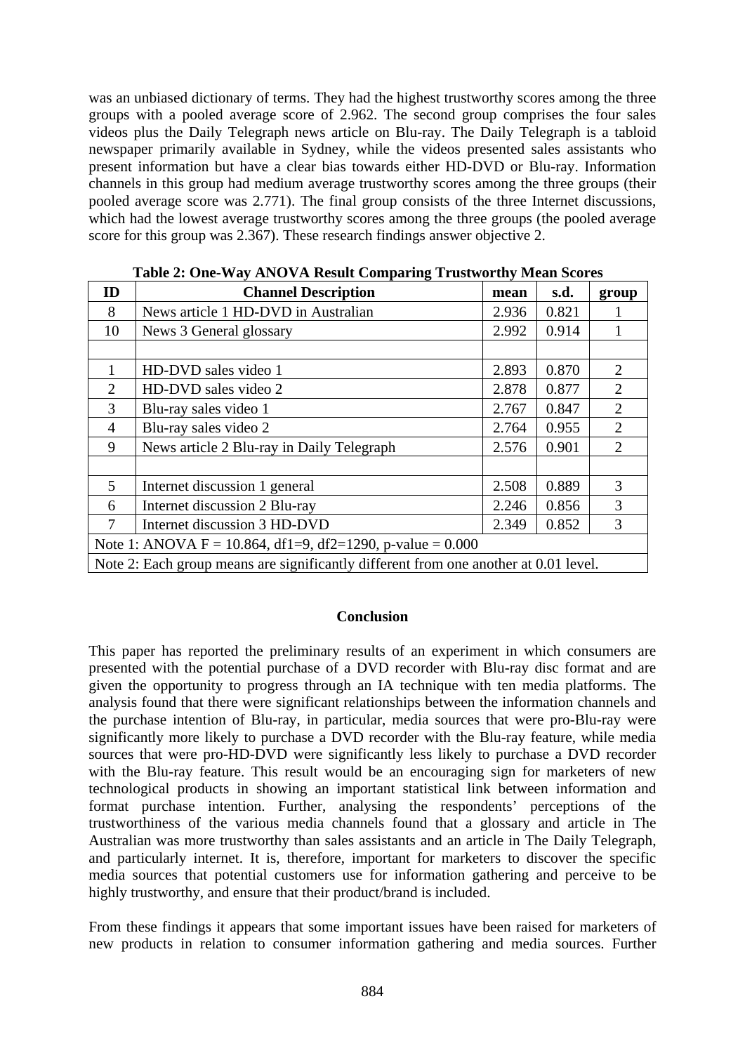was an unbiased dictionary of terms. They had the highest trustworthy scores among the three groups with a pooled average score of 2.962. The second group comprises the four sales videos plus the Daily Telegraph news article on Blu-ray. The Daily Telegraph is a tabloid newspaper primarily available in Sydney, while the videos presented sales assistants who present information but have a clear bias towards either HD-DVD or Blu-ray. Information channels in this group had medium average trustworthy scores among the three groups (their pooled average score was 2.771). The final group consists of the three Internet discussions, which had the lowest average trustworthy scores among the three groups (the pooled average score for this group was 2.367). These research findings answer objective 2.

**Table 2: One-Way ANOVA Result Comparing Trustworthy Mean Scores**

| ID | Channel Description | mean | s.d. | group |
|---|---|---|---|---|
| 8 | News article 1 HD-DVD in Australian | 2.936 | 0.821 | 1 |
| 10 | News 3 General glossary | 2.992 | 0.914 | 1 |
| | | | | |
| 1 | HD-DVD sales video 1 | 2.893 | 0.870 | 2 |
| 2 | HD-DVD sales video 2 | 2.878 | 0.877 | 2 |
| 3 | Blu-ray sales video 1 | 2.767 | 0.847 | 2 |
| 4 | Blu-ray sales video 2 | 2.764 | 0.955 | 2 |
| 9 | News article 2 Blu-ray in Daily Telegraph | 2.576 | 0.901 | 2 |
| | | | | |
| 5 | Internet discussion 1 general | 2.508 | 0.889 | 3 |
| 6 | Internet discussion 2 Blu-ray | 2.246 | 0.856 | 3 |
| 7 | Internet discussion 3 HD-DVD | 2.349 | 0.852 | 3 |
| Note 1: ANOVA F = 10.864, df1=9, df2=1290, p-value = 0.000 | | | | |
| Note 2: Each group means are significantly different from one another at 0.01 level. | | | | |

## Conclusion

This paper has reported the preliminary results of an experiment in which consumers are presented with the potential purchase of a DVD recorder with Blu-ray disc format and are given the opportunity to progress through an IA technique with ten media platforms. The analysis found that there were significant relationships between the information channels and the purchase intention of Blu-ray, in particular, media sources that were pro-Blu-ray were significantly more likely to purchase a DVD recorder with the Blu-ray feature, while media sources that were pro-HD-DVD were significantly less likely to purchase a DVD recorder with the Blu-ray feature. This result would be an encouraging sign for marketers of new technological products in showing an important statistical link between information and format purchase intention. Further, analysing the respondents' perceptions of the trustworthiness of the various media channels found that a glossary and article in The Australian was more trustworthy than sales assistants and an article in The Daily Telegraph, and particularly internet. It is, therefore, important for marketers to discover the specific media sources that potential customers use for information gathering and perceive to be highly trustworthy, and ensure that their product/brand is included.

From these findings it appears that some important issues have been raised for marketers of new products in relation to consumer information gathering and media sources. Further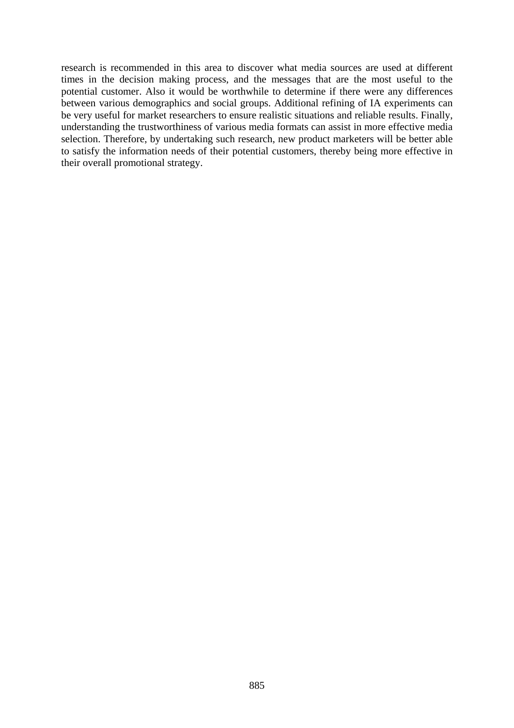research is recommended in this area to discover what media sources are used at different times in the decision making process, and the messages that are the most useful to the potential customer. Also it would be worthwhile to determine if there were any differences between various demographics and social groups. Additional refining of IA experiments can be very useful for market researchers to ensure realistic situations and reliable results. Finally, understanding the trustworthiness of various media formats can assist in more effective media selection. Therefore, by undertaking such research, new product marketers will be better able to satisfy the information needs of their potential customers, thereby being more effective in their overall promotional strategy.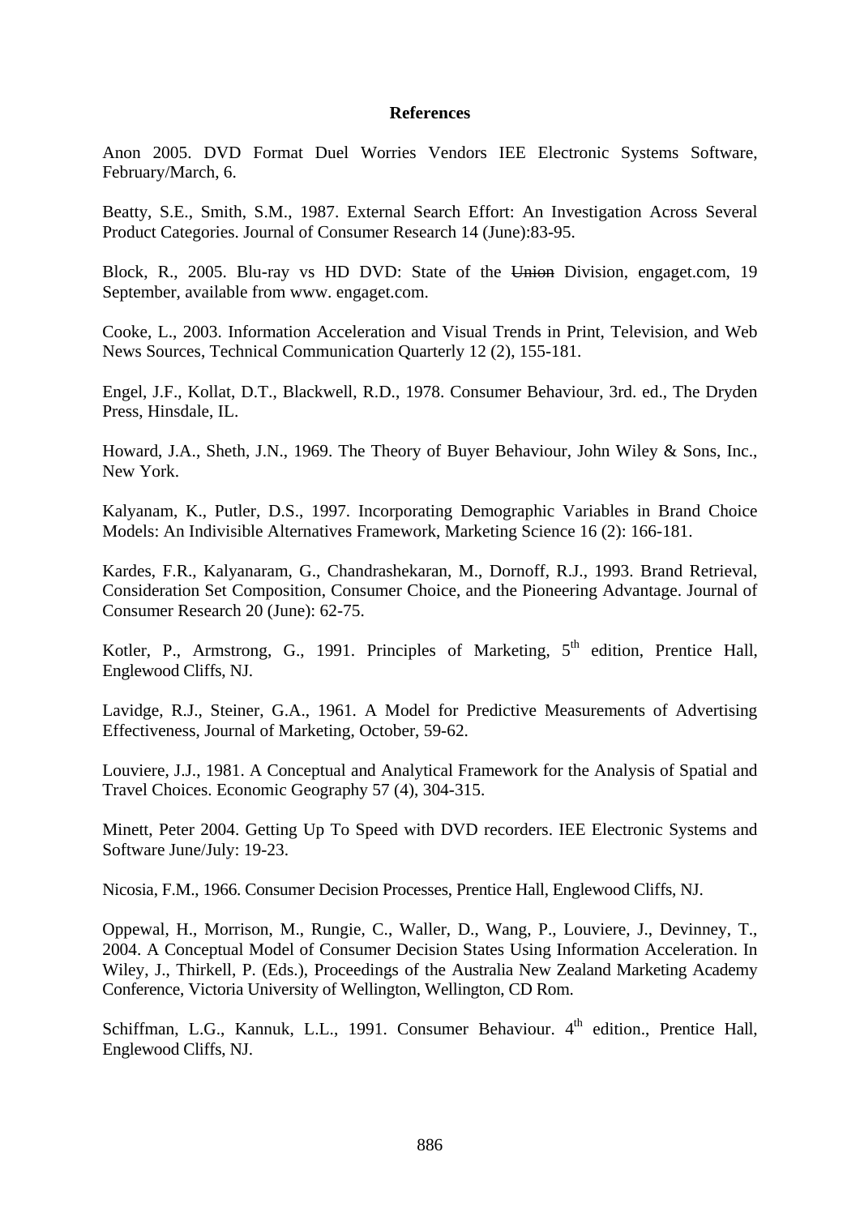## References

Anon 2005. DVD Format Duel Worries Vendors IEE Electronic Systems Software, February/March, 6.

Beatty, S.E., Smith, S.M., 1987. External Search Effort: An Investigation Across Several Product Categories. Journal of Consumer Research 14 (June):83-95.

Block, R., 2005. Blu-ray vs HD DVD: State of the ~~Union~~ Division, engaget.com, 19 September, available from www. engaget.com.

Cooke, L., 2003. Information Acceleration and Visual Trends in Print, Television, and Web News Sources, Technical Communication Quarterly 12 (2), 155-181.

Engel, J.F., Kollat, D.T., Blackwell, R.D., 1978. Consumer Behaviour, 3rd. ed., The Dryden Press, Hinsdale, IL.

Howard, J.A., Sheth, J.N., 1969. The Theory of Buyer Behaviour, John Wiley & Sons, Inc., New York.

Kalyanam, K., Putler, D.S., 1997. Incorporating Demographic Variables in Brand Choice Models: An Indivisible Alternatives Framework, Marketing Science 16 (2): 166-181.

Kardes, F.R., Kalyanaram, G., Chandrashekaran, M., Dornoff, R.J., 1993. Brand Retrieval, Consideration Set Composition, Consumer Choice, and the Pioneering Advantage. Journal of Consumer Research 20 (June): 62-75.

Kotler, P., Armstrong, G., 1991. Principles of Marketing, 5th edition, Prentice Hall, Englewood Cliffs, NJ.

Lavidge, R.J., Steiner, G.A., 1961. A Model for Predictive Measurements of Advertising Effectiveness, Journal of Marketing, October, 59-62.

Louviere, J.J., 1981. A Conceptual and Analytical Framework for the Analysis of Spatial and Travel Choices. Economic Geography 57 (4), 304-315.

Minett, Peter 2004. Getting Up To Speed with DVD recorders. IEE Electronic Systems and Software June/July: 19-23.

Nicosia, F.M., 1966. Consumer Decision Processes, Prentice Hall, Englewood Cliffs, NJ.

Oppewal, H., Morrison, M., Rungie, C., Waller, D., Wang, P., Louviere, J., Devinney, T., 2004. A Conceptual Model of Consumer Decision States Using Information Acceleration. In Wiley, J., Thirkell, P. (Eds.), Proceedings of the Australia New Zealand Marketing Academy Conference, Victoria University of Wellington, Wellington, CD Rom.

Schiffman, L.G., Kannuk, L.L., 1991. Consumer Behaviour. 4th edition., Prentice Hall, Englewood Cliffs, NJ.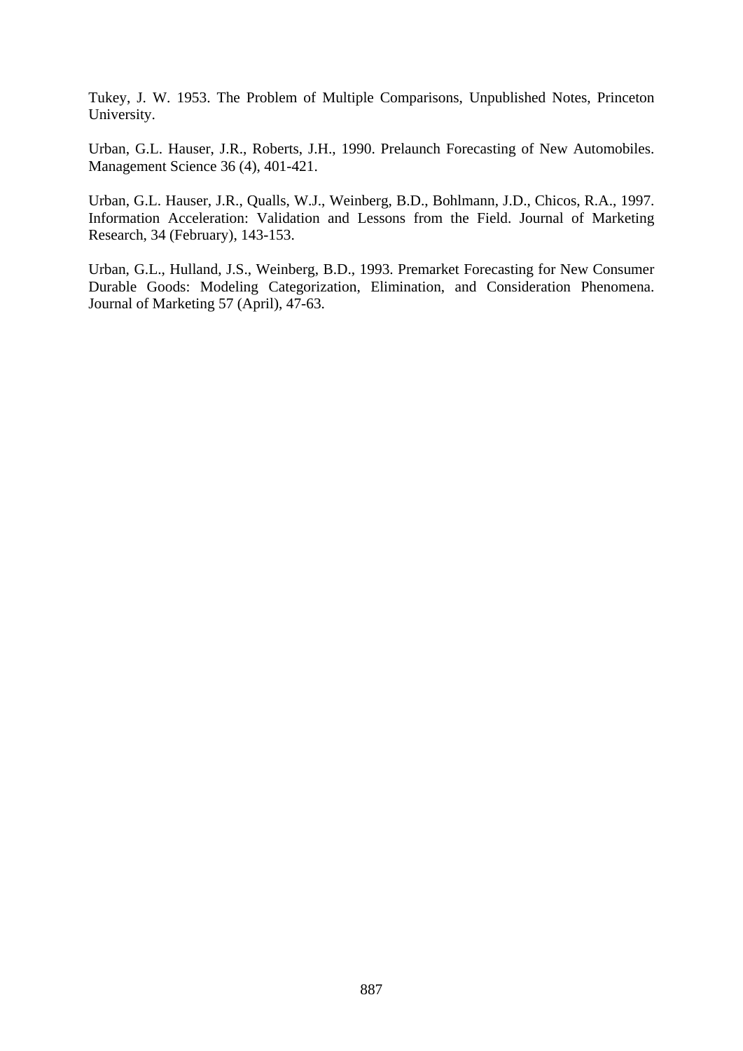Tukey, J. W. 1953. The Problem of Multiple Comparisons, Unpublished Notes, Princeton University.

Urban, G.L. Hauser, J.R., Roberts, J.H., 1990. Prelaunch Forecasting of New Automobiles. Management Science 36 (4), 401-421.

Urban, G.L. Hauser, J.R., Qualls, W.J., Weinberg, B.D., Bohlmann, J.D., Chicos, R.A., 1997. Information Acceleration: Validation and Lessons from the Field. Journal of Marketing Research, 34 (February), 143-153.

Urban, G.L., Hulland, J.S., Weinberg, B.D., 1993. Premarket Forecasting for New Consumer Durable Goods: Modeling Categorization, Elimination, and Consideration Phenomena. Journal of Marketing 57 (April), 47-63.